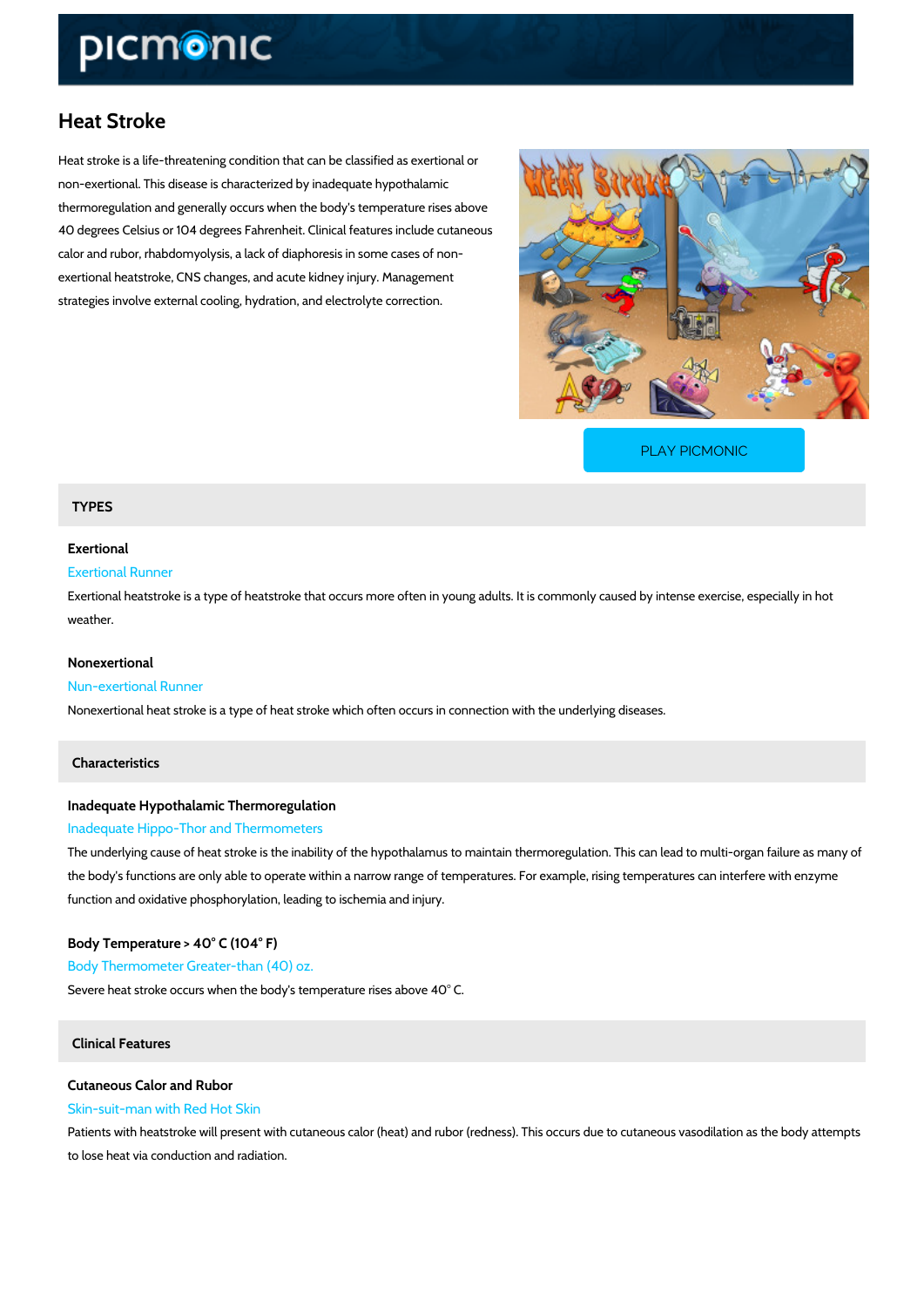# Heat Stroke

Heat stroke is a life-threatening condition that can be classified as exertional or non-exertional. This disease is characterized by inadequate hypothalamic thermoregulation and generally occurs when the body's temperature rises above 40 degrees Celsius or 104 degrees Fahrenheit. Clinical features include cutaneous calor and rubor, rhabdomyolysis, a lack of diaphoresis in some cases of non-exertional heatstroke, CNS changes, and acute kidney injury. Management strategies involve external cooling, hydration, and electrolyte correction.

PLAY PICMONIC

## TYPES

### Exertional

Exertional Runner

Exertional heatstroke is a type of heatstroke that occurs more often in young adults. It is commonly caused by intense exercise, especially in hot weather.

### Nonexertional

Nun-exertional Runner

Nonexertional heat stroke is a type of heat stroke which often occurs in connection with the underlying diseases.

## Characteristics

### Inadequate Hypothalamic Thermoregulation

Inadequate Hippo-Thor and Thermometers

The underlying cause of heat stroke is the inability of the hypothalamus to maintain thermoregulation. This can lead to multi-organ failure as many of the body's functions are only able to operate within a narrow range of temperatures. For example, rising temperatures can interfere with enzyme function and oxidative phosphorylation, leading to ischemia and injury.

### Body Temperature > 40° C (104° F)

Body Thermometer Greater-than (40) oz.

Severe heat stroke occurs when the body's temperature rises above 40° C.

## Clinical Features

### Cutaneous Calor and Rubor

Skin-suit-man with Red Hot Skin

Patients with heatstroke will present with cutaneous calor (heat) and rubor (redness). This occurs due to cutaneous vasodilation as the body attempts to lose heat via conduction and radiation.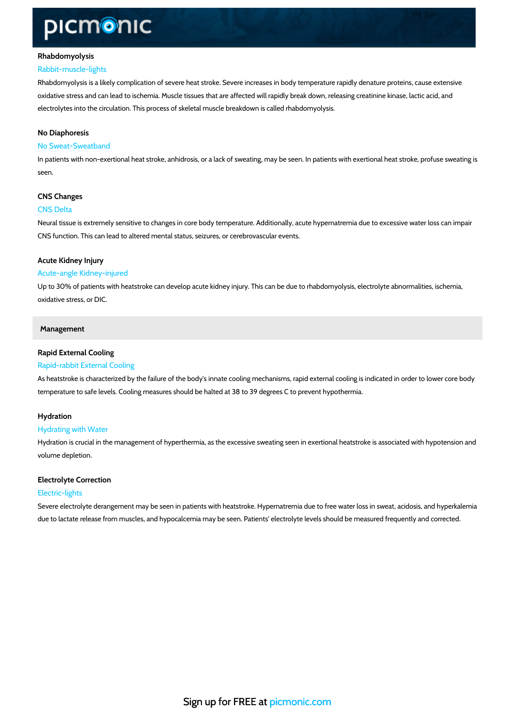### Rhabdomyolysis

Rabbit-muscle-lights

Rhabdomyolysis is a likely complication of severe heat stroke. Severe increases in body temperature rapidly denature proteins, cause extensive oxidative stress and can lead to ischemia. Muscle tissues that are affected will rapidly break down, releasing creatinine kinase, lactic acid, and electrolytes into the circulation. This process of skeletal muscle breakdown is called rhabdomyolysis.

### No Diaphoresis

No Sweat-Sweatband

In patients with non-exertional heat stroke, anhidrosis, or a lack of sweating, may be seen. In patients with exertional heat stroke, profuse sweating is seen.

### CNS Changes

CNS Delta

Neural tissue is extremely sensitive to changes in core body temperature. Additionally, acute hypernatremia due to excessive water loss can impair CNS function. This can lead to altered mental status, seizures, or cerebrovascular events.

### Acute Kidney Injury

Acute-angle Kidney-injured

Up to 30% of patients with heatstroke can develop acute kidney injury. This can be due to rhabdomyolysis, electrolyte abnormalities, ischemia, oxidative stress, or DIC.

## Management

### Rapid External Cooling

Rapid-rabbit External Cooling

As heatstroke is characterized by the failure of the body's innate cooling mechanisms, rapid external cooling is indicated in order to lower core body temperature to safe levels. Cooling measures should be halted at 38 to 39 degrees C to prevent hypothermia.

### Hydration

Hydrating with Water

Hydration is crucial in the management of hyperthermia, as the excessive sweating seen in exertional heatstroke is associated with hypotension and volume depletion.

### Electrolyte Correction

Electric-lights

Severe electrolyte derangement may be seen in patients with heatstroke. Hypernatremia due to free water loss in sweat, acidosis, and hyperkalemia due to lactate release from muscles, and hypocalcemia may be seen. Patients' electrolyte levels should be measured frequently and corrected.